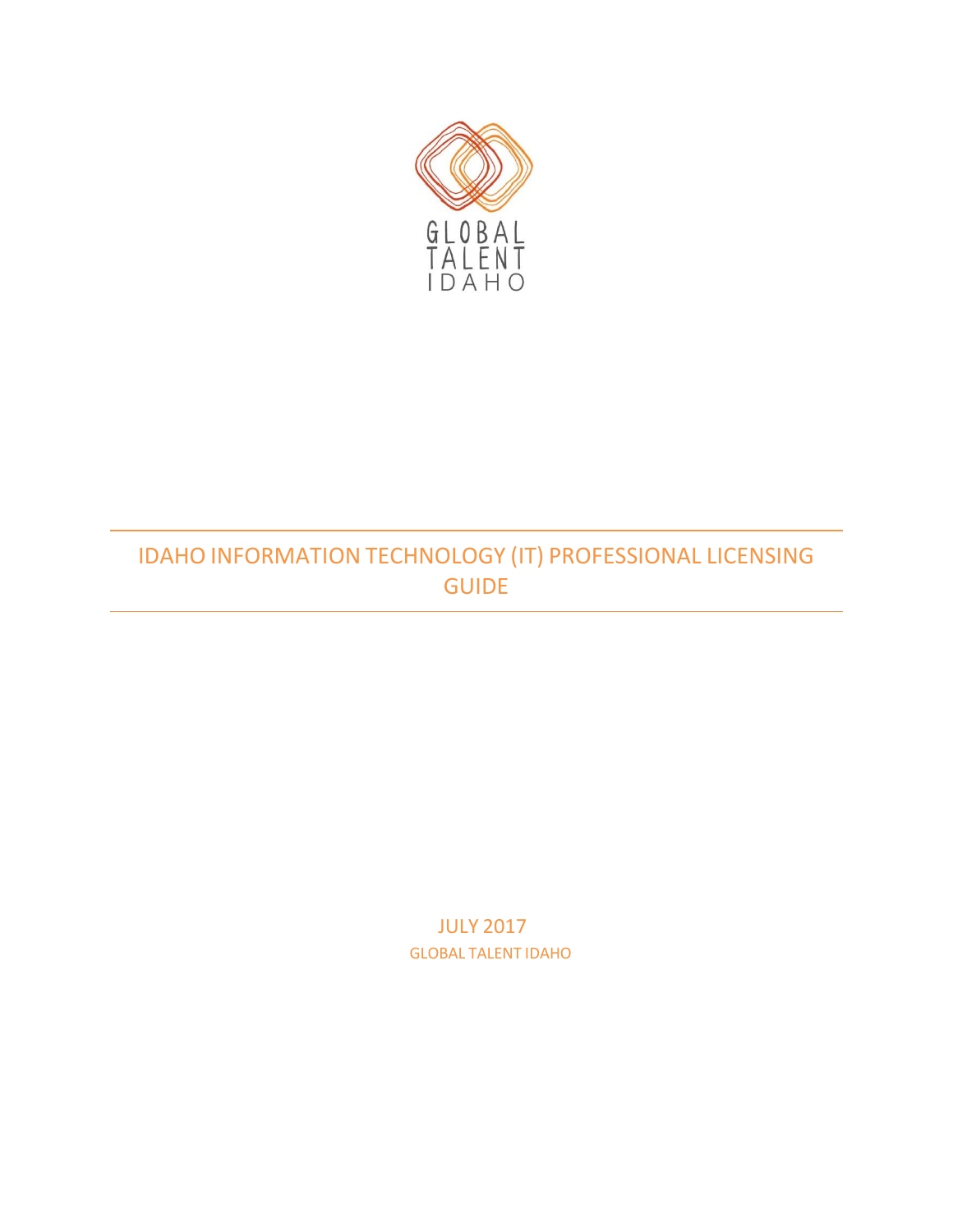GLOBAL TALENT IDAHO

# IDAHO INFORMATION TECHNOLOGY (IT) PROFESSIONAL LICENSING GUIDE

JULY 2017

GLOBAL TALENT IDAHO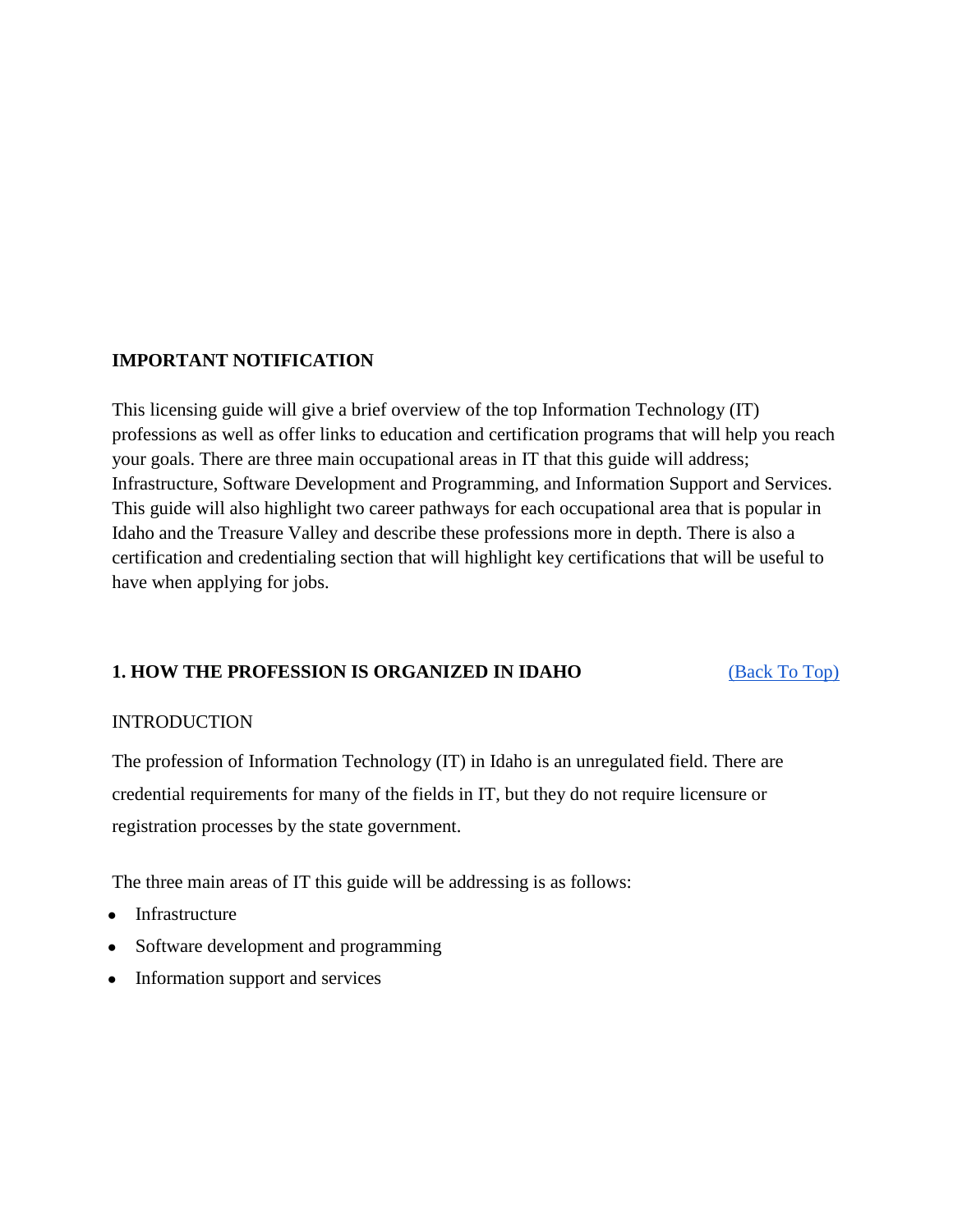**IMPORTANT NOTIFICATION**

This licensing guide will give a brief overview of the top Information Technology (IT) professions as well as offer links to education and certification programs that will help you reach your goals. There are three main occupational areas in IT that this guide will address; Infrastructure, Software Development and Programming, and Information Support and Services. This guide will also highlight two career pathways for each occupational area that is popular in Idaho and the Treasure Valley and describe these professions more in depth. There is also a certification and credentialing section that will highlight key certifications that will be useful to have when applying for jobs.

## 1. HOW THE PROFESSION IS ORGANIZED IN IDAHO

(Back To Top)

INTRODUCTION

The profession of Information Technology (IT) in Idaho is an unregulated field. There are credential requirements for many of the fields in IT, but they do not require licensure or registration processes by the state government.

The three main areas of IT this guide will be addressing is as follows:

- Infrastructure
- Software development and programming
- Information support and services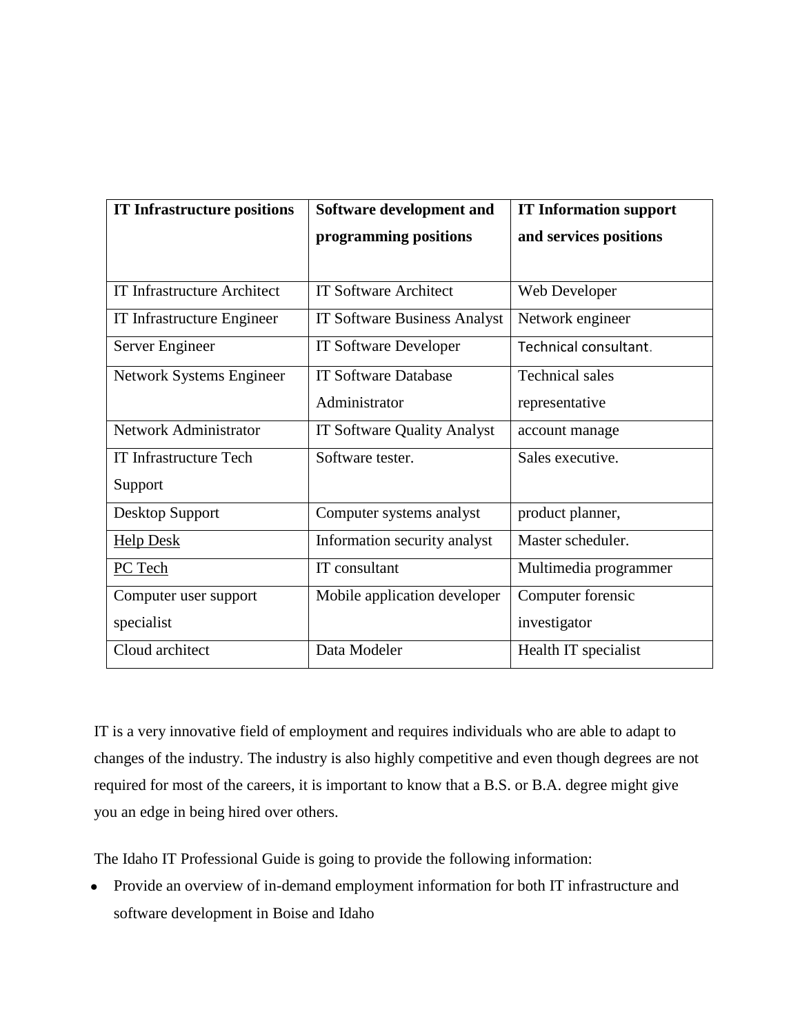| IT Infrastructure positions | Software development and programming positions | IT Information support and services positions |
|---|---|---|
| IT Infrastructure Architect | IT Software Architect | Web Developer |
| IT Infrastructure Engineer | IT Software Business Analyst | Network engineer |
| Server Engineer | IT Software Developer | Technical consultant. |
| Network Systems Engineer | IT Software Database Administrator | Technical sales representative |
| Network Administrator | IT Software Quality Analyst | account manage |
| IT Infrastructure Tech Support | Software tester. | Sales executive. |
| Desktop Support | Computer systems analyst | product planner, |
| Help Desk | Information security analyst | Master scheduler. |
| PC Tech | IT consultant | Multimedia programmer |
| Computer user support specialist | Mobile application developer | Computer forensic investigator |
| Cloud architect | Data Modeler | Health IT specialist |

IT is a very innovative field of employment and requires individuals who are able to adapt to changes of the industry. The industry is also highly competitive and even though degrees are not required for most of the careers, it is important to know that a B.S. or B.A. degree might give you an edge in being hired over others.

The Idaho IT Professional Guide is going to provide the following information:

- Provide an overview of in-demand employment information for both IT infrastructure and software development in Boise and Idaho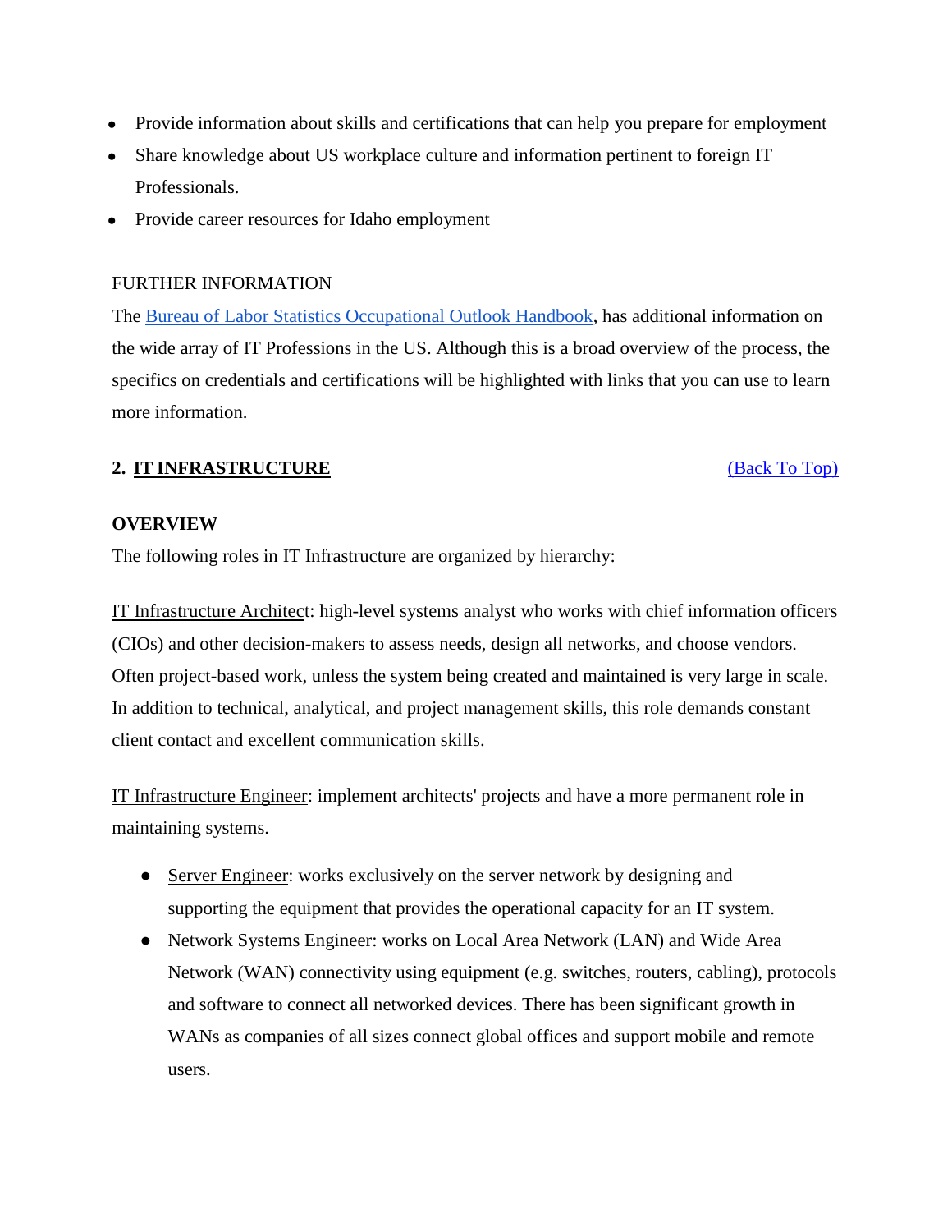- Provide information about skills and certifications that can help you prepare for employment
- Share knowledge about US workplace culture and information pertinent to foreign IT Professionals.
- Provide career resources for Idaho employment

FURTHER INFORMATION

The [Bureau of Labor Statistics Occupational Outlook Handbook](), has additional information on the wide array of IT Professions in the US. Although this is a broad overview of the process, the specifics on credentials and certifications will be highlighted with links that you can use to learn more information.

## 2. IT INFRASTRUCTURE

[(Back To Top)]()

**OVERVIEW**

The following roles in IT Infrastructure are organized by hierarchy:

IT Infrastructure Architect: high-level systems analyst who works with chief information officers (CIOs) and other decision-makers to assess needs, design all networks, and choose vendors. Often project-based work, unless the system being created and maintained is very large in scale. In addition to technical, analytical, and project management skills, this role demands constant client contact and excellent communication skills.

IT Infrastructure Engineer: implement architects' projects and have a more permanent role in maintaining systems.

- Server Engineer: works exclusively on the server network by designing and supporting the equipment that provides the operational capacity for an IT system.
- Network Systems Engineer: works on Local Area Network (LAN) and Wide Area Network (WAN) connectivity using equipment (e.g. switches, routers, cabling), protocols and software to connect all networked devices. There has been significant growth in WANs as companies of all sizes connect global offices and support mobile and remote users.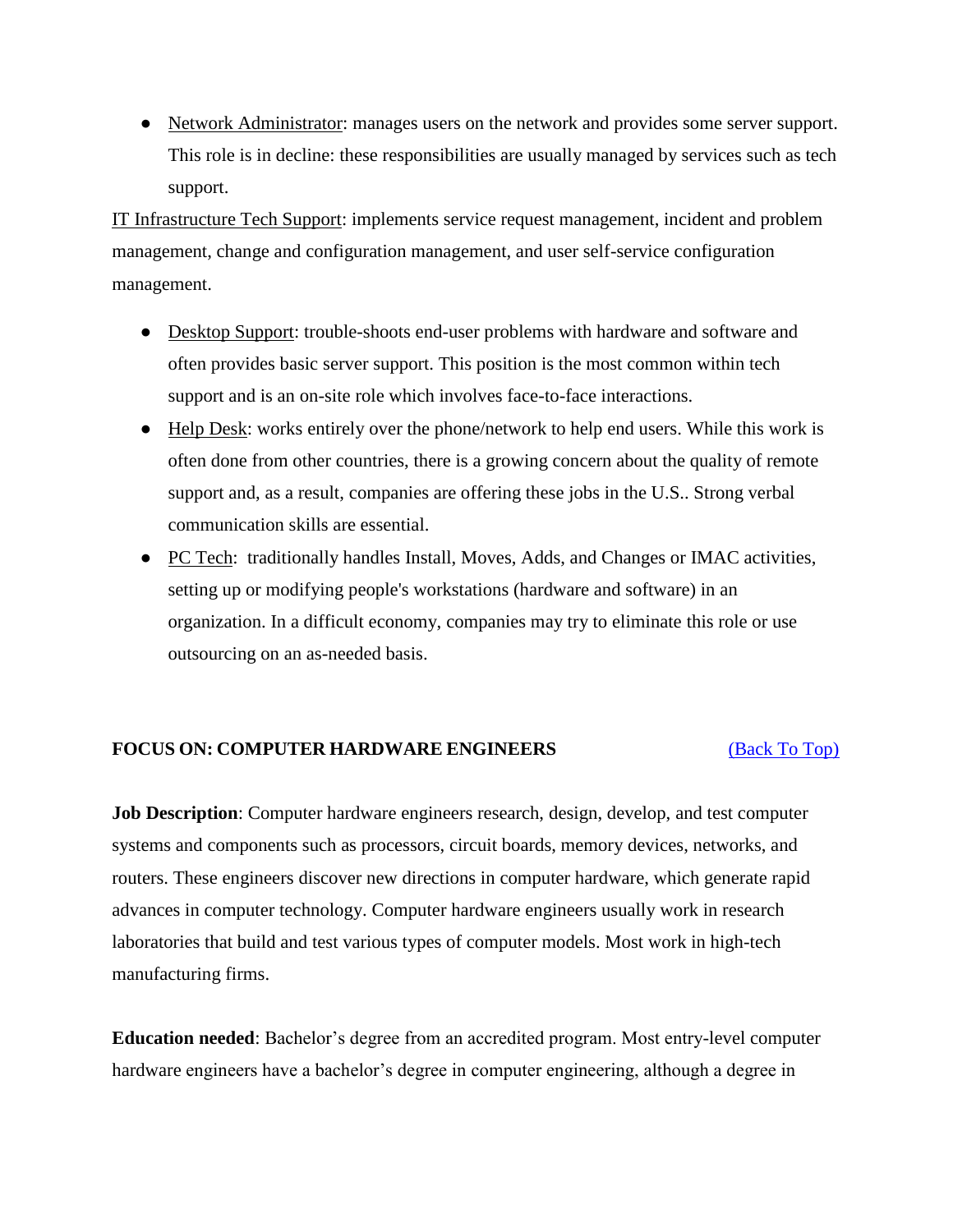- Network Administrator: manages users on the network and provides some server support. This role is in decline: these responsibilities are usually managed by services such as tech support.

IT Infrastructure Tech Support: implements service request management, incident and problem management, change and configuration management, and user self-service configuration management.

- Desktop Support: trouble-shoots end-user problems with hardware and software and often provides basic server support. This position is the most common within tech support and is an on-site role which involves face-to-face interactions.
- Help Desk: works entirely over the phone/network to help end users. While this work is often done from other countries, there is a growing concern about the quality of remote support and, as a result, companies are offering these jobs in the U.S.. Strong verbal communication skills are essential.
- PC Tech: traditionally handles Install, Moves, Adds, and Changes or IMAC activities, setting up or modifying people's workstations (hardware and software) in an organization. In a difficult economy, companies may try to eliminate this role or use outsourcing on an as-needed basis.

## FOCUS ON: COMPUTER HARDWARE ENGINEERS

(Back To Top)

**Job Description**: Computer hardware engineers research, design, develop, and test computer systems and components such as processors, circuit boards, memory devices, networks, and routers. These engineers discover new directions in computer hardware, which generate rapid advances in computer technology. Computer hardware engineers usually work in research laboratories that build and test various types of computer models. Most work in high-tech manufacturing firms.

**Education needed**: Bachelor's degree from an accredited program. Most entry-level computer hardware engineers have a bachelor's degree in computer engineering, although a degree in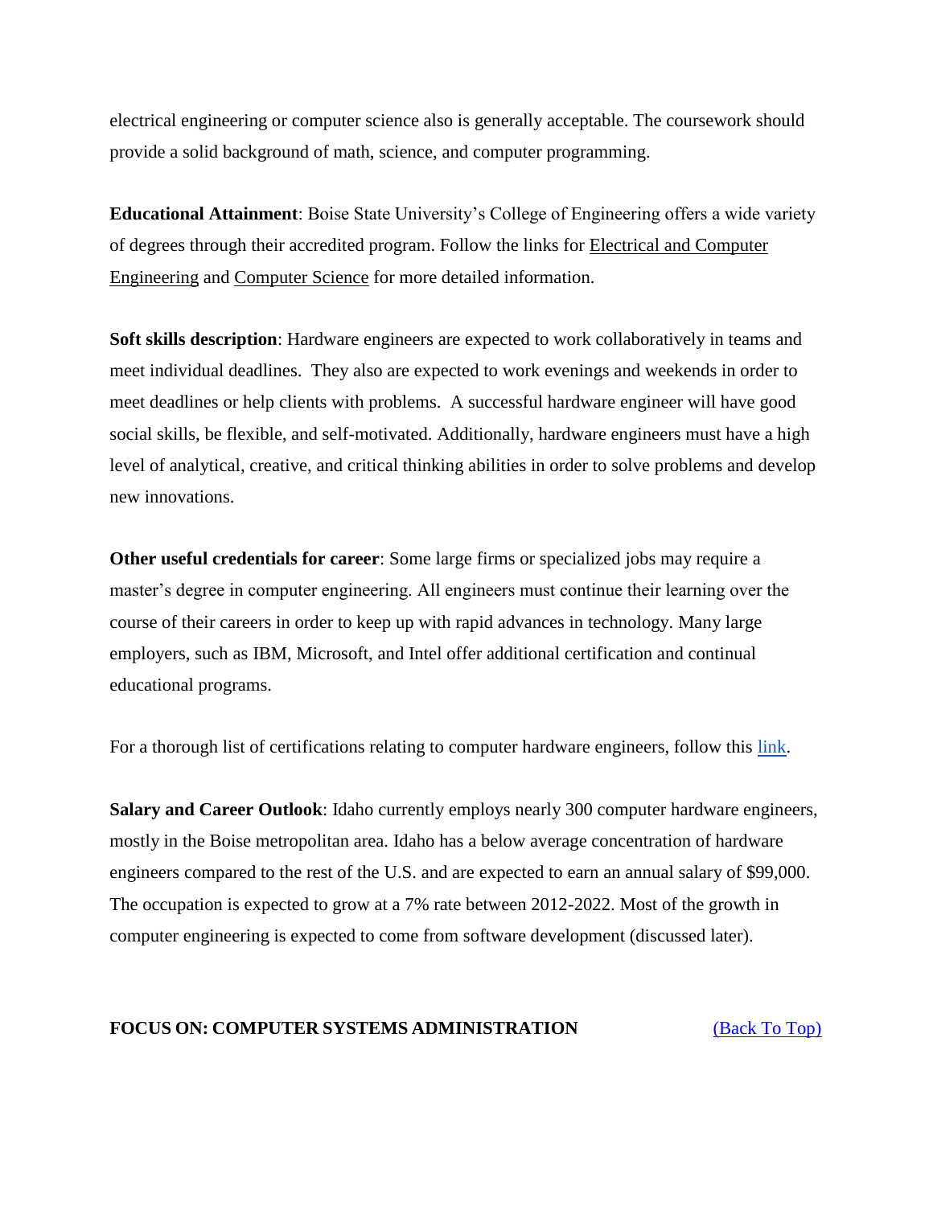electrical engineering or computer science also is generally acceptable. The coursework should provide a solid background of math, science, and computer programming.

**Educational Attainment**: Boise State University's College of Engineering offers a wide variety of degrees through their accredited program. Follow the links for Electrical and Computer Engineering and Computer Science for more detailed information.

**Soft skills description**: Hardware engineers are expected to work collaboratively in teams and meet individual deadlines. They also are expected to work evenings and weekends in order to meet deadlines or help clients with problems. A successful hardware engineer will have good social skills, be flexible, and self-motivated. Additionally, hardware engineers must have a high level of analytical, creative, and critical thinking abilities in order to solve problems and develop new innovations.

**Other useful credentials for career**: Some large firms or specialized jobs may require a master's degree in computer engineering. All engineers must continue their learning over the course of their careers in order to keep up with rapid advances in technology. Many large employers, such as IBM, Microsoft, and Intel offer additional certification and continual educational programs.

For a thorough list of certifications relating to computer hardware engineers, follow this link.

**Salary and Career Outlook**: Idaho currently employs nearly 300 computer hardware engineers, mostly in the Boise metropolitan area. Idaho has a below average concentration of hardware engineers compared to the rest of the U.S. and are expected to earn an annual salary of $99,000. The occupation is expected to grow at a 7% rate between 2012-2022. Most of the growth in computer engineering is expected to come from software development (discussed later).

## FOCUS ON: COMPUTER SYSTEMS ADMINISTRATION

(Back To Top)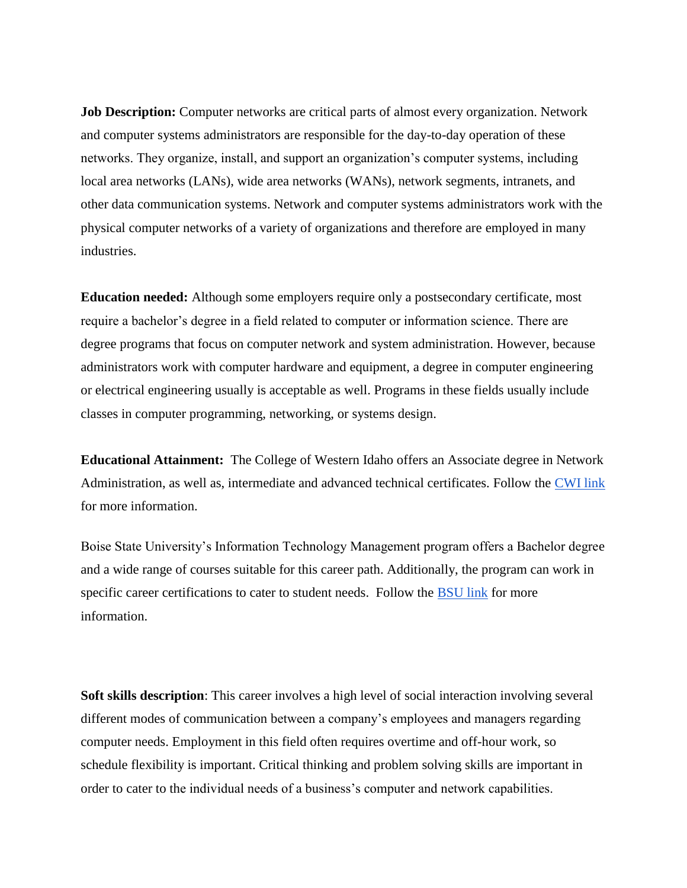**Job Description:** Computer networks are critical parts of almost every organization. Network and computer systems administrators are responsible for the day-to-day operation of these networks. They organize, install, and support an organization's computer systems, including local area networks (LANs), wide area networks (WANs), network segments, intranets, and other data communication systems. Network and computer systems administrators work with the physical computer networks of a variety of organizations and therefore are employed in many industries.

**Education needed:** Although some employers require only a postsecondary certificate, most require a bachelor's degree in a field related to computer or information science. There are degree programs that focus on computer network and system administration. However, because administrators work with computer hardware and equipment, a degree in computer engineering or electrical engineering usually is acceptable as well. Programs in these fields usually include classes in computer programming, networking, or systems design.

**Educational Attainment:** The College of Western Idaho offers an Associate degree in Network Administration, as well as, intermediate and advanced technical certificates. Follow the CWI link for more information.

Boise State University's Information Technology Management program offers a Bachelor degree and a wide range of courses suitable for this career path. Additionally, the program can work in specific career certifications to cater to student needs. Follow the BSU link for more information.

**Soft skills description**: This career involves a high level of social interaction involving several different modes of communication between a company's employees and managers regarding computer needs. Employment in this field often requires overtime and off-hour work, so schedule flexibility is important. Critical thinking and problem solving skills are important in order to cater to the individual needs of a business's computer and network capabilities.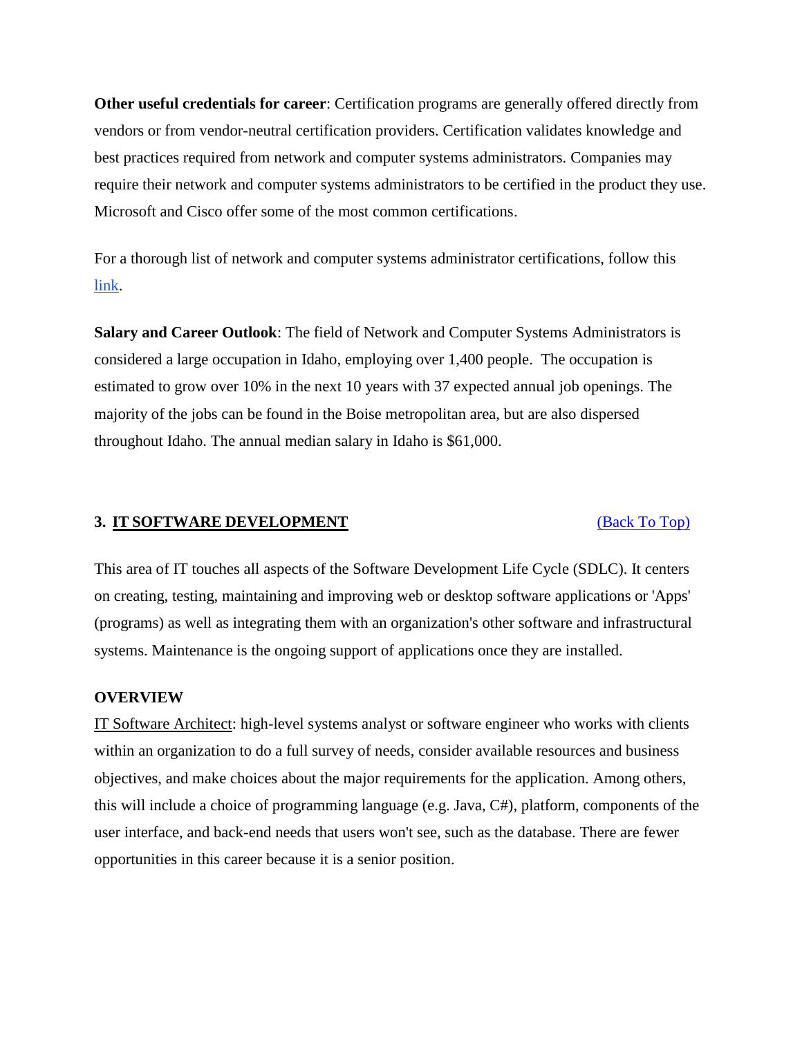**Other useful credentials for career**: Certification programs are generally offered directly from vendors or from vendor-neutral certification providers. Certification validates knowledge and best practices required from network and computer systems administrators. Companies may require their network and computer systems administrators to be certified in the product they use. Microsoft and Cisco offer some of the most common certifications.

For a thorough list of network and computer systems administrator certifications, follow this link.

**Salary and Career Outlook**: The field of Network and Computer Systems Administrators is considered a large occupation in Idaho, employing over 1,400 people. The occupation is estimated to grow over 10% in the next 10 years with 37 expected annual job openings. The majority of the jobs can be found in the Boise metropolitan area, but are also dispersed throughout Idaho. The annual median salary in Idaho is $61,000.

## 3. IT SOFTWARE DEVELOPMENT

(Back To Top)

This area of IT touches all aspects of the Software Development Life Cycle (SDLC). It centers on creating, testing, maintaining and improving web or desktop software applications or 'Apps' (programs) as well as integrating them with an organization's other software and infrastructural systems. Maintenance is the ongoing support of applications once they are installed.

**OVERVIEW**

IT Software Architect: high-level systems analyst or software engineer who works with clients within an organization to do a full survey of needs, consider available resources and business objectives, and make choices about the major requirements for the application. Among others, this will include a choice of programming language (e.g. Java, C#), platform, components of the user interface, and back-end needs that users won't see, such as the database. There are fewer opportunities in this career because it is a senior position.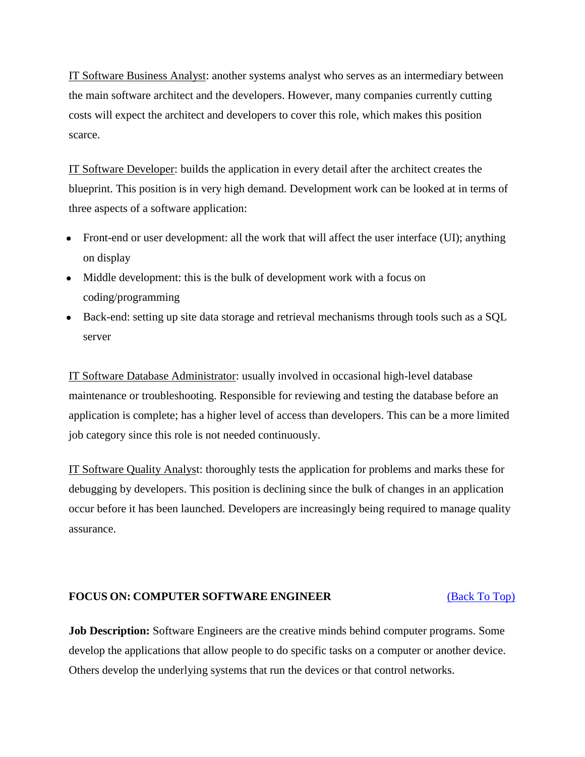IT Software Business Analyst: another systems analyst who serves as an intermediary between the main software architect and the developers. However, many companies currently cutting costs will expect the architect and developers to cover this role, which makes this position scarce.

IT Software Developer: builds the application in every detail after the architect creates the blueprint. This position is in very high demand. Development work can be looked at in terms of three aspects of a software application:

- Front-end or user development: all the work that will affect the user interface (UI); anything on display
- Middle development: this is the bulk of development work with a focus on coding/programming
- Back-end: setting up site data storage and retrieval mechanisms through tools such as a SQL server

IT Software Database Administrator: usually involved in occasional high-level database maintenance or troubleshooting. Responsible for reviewing and testing the database before an application is complete; has a higher level of access than developers. This can be a more limited job category since this role is not needed continuously.

IT Software Quality Analyst: thoroughly tests the application for problems and marks these for debugging by developers. This position is declining since the bulk of changes in an application occur before it has been launched. Developers are increasingly being required to manage quality assurance.

**FOCUS ON: COMPUTER SOFTWARE ENGINEER** (Back To Top)

**Job Description:** Software Engineers are the creative minds behind computer programs. Some develop the applications that allow people to do specific tasks on a computer or another device. Others develop the underlying systems that run the devices or that control networks.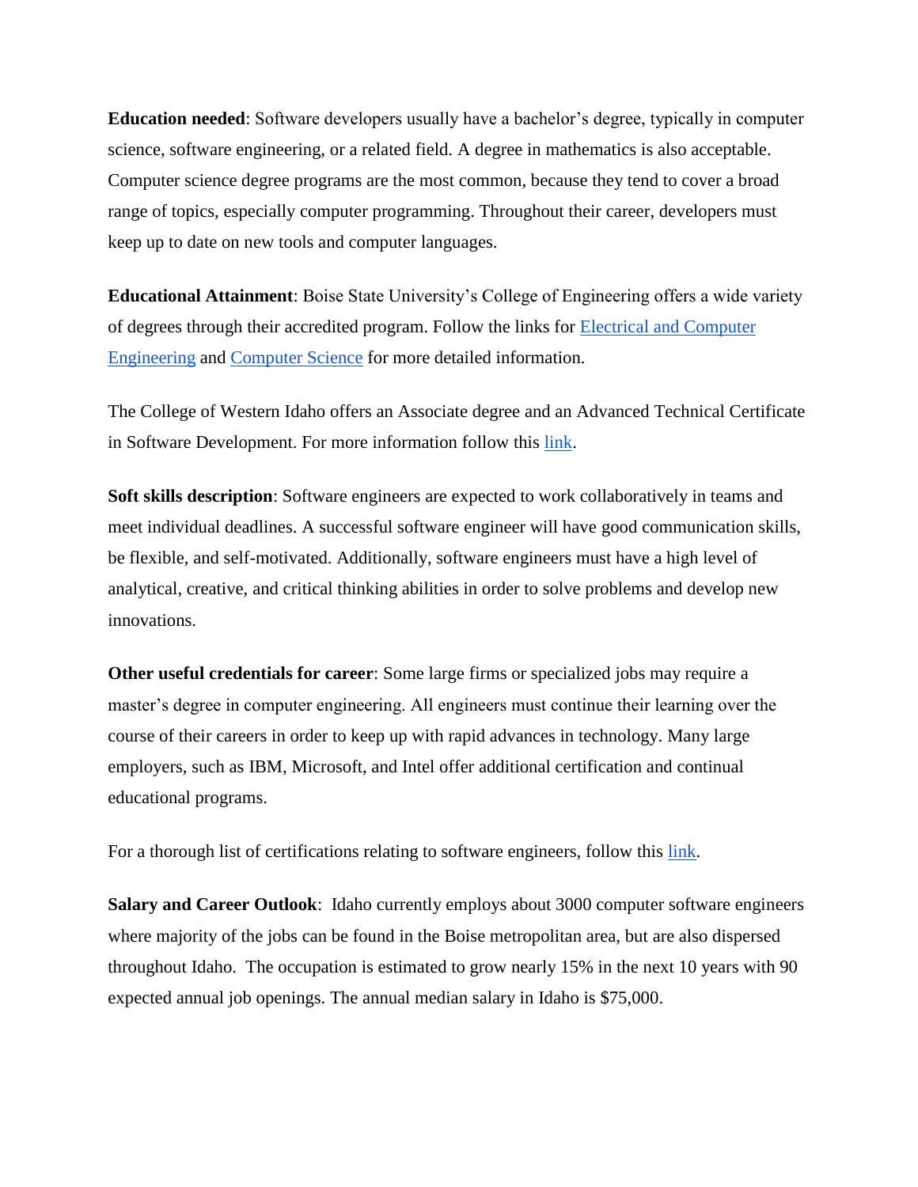**Education needed**: Software developers usually have a bachelor's degree, typically in computer science, software engineering, or a related field. A degree in mathematics is also acceptable. Computer science degree programs are the most common, because they tend to cover a broad range of topics, especially computer programming. Throughout their career, developers must keep up to date on new tools and computer languages.

**Educational Attainment**: Boise State University's College of Engineering offers a wide variety of degrees through their accredited program. Follow the links for Electrical and Computer Engineering and Computer Science for more detailed information.

The College of Western Idaho offers an Associate degree and an Advanced Technical Certificate in Software Development. For more information follow this link.

**Soft skills description**: Software engineers are expected to work collaboratively in teams and meet individual deadlines. A successful software engineer will have good communication skills, be flexible, and self-motivated. Additionally, software engineers must have a high level of analytical, creative, and critical thinking abilities in order to solve problems and develop new innovations.

**Other useful credentials for career**: Some large firms or specialized jobs may require a master's degree in computer engineering. All engineers must continue their learning over the course of their careers in order to keep up with rapid advances in technology. Many large employers, such as IBM, Microsoft, and Intel offer additional certification and continual educational programs.

For a thorough list of certifications relating to software engineers, follow this link.

**Salary and Career Outlook**: Idaho currently employs about 3000 computer software engineers where majority of the jobs can be found in the Boise metropolitan area, but are also dispersed throughout Idaho. The occupation is estimated to grow nearly 15% in the next 10 years with 90 expected annual job openings. The annual median salary in Idaho is $75,000.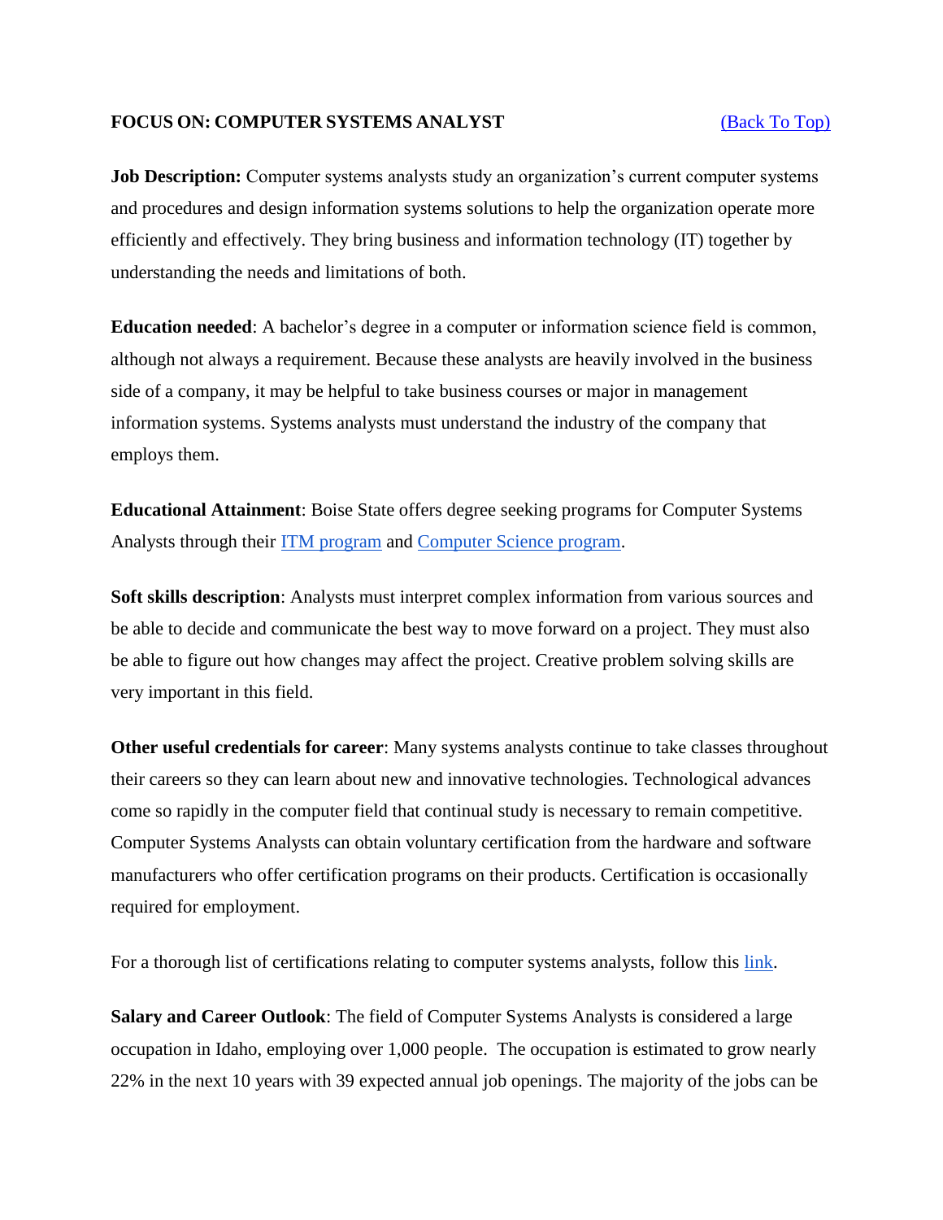## FOCUS ON: COMPUTER SYSTEMS ANALYST

(Back To Top)

**Job Description:** Computer systems analysts study an organization's current computer systems and procedures and design information systems solutions to help the organization operate more efficiently and effectively. They bring business and information technology (IT) together by understanding the needs and limitations of both.

**Education needed**: A bachelor's degree in a computer or information science field is common, although not always a requirement. Because these analysts are heavily involved in the business side of a company, it may be helpful to take business courses or major in management information systems. Systems analysts must understand the industry of the company that employs them.

**Educational Attainment**: Boise State offers degree seeking programs for Computer Systems Analysts through their ITM program and Computer Science program.

**Soft skills description**: Analysts must interpret complex information from various sources and be able to decide and communicate the best way to move forward on a project. They must also be able to figure out how changes may affect the project. Creative problem solving skills are very important in this field.

**Other useful credentials for career**: Many systems analysts continue to take classes throughout their careers so they can learn about new and innovative technologies. Technological advances come so rapidly in the computer field that continual study is necessary to remain competitive. Computer Systems Analysts can obtain voluntary certification from the hardware and software manufacturers who offer certification programs on their products. Certification is occasionally required for employment.

For a thorough list of certifications relating to computer systems analysts, follow this link.

**Salary and Career Outlook**: The field of Computer Systems Analysts is considered a large occupation in Idaho, employing over 1,000 people. The occupation is estimated to grow nearly 22% in the next 10 years with 39 expected annual job openings. The majority of the jobs can be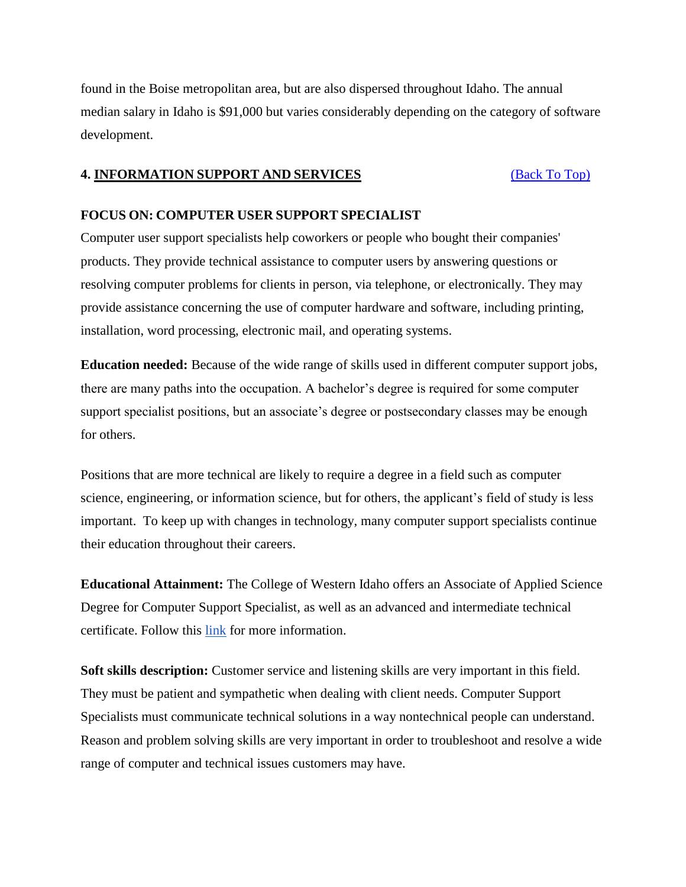found in the Boise metropolitan area, but are also dispersed throughout Idaho. The annual median salary in Idaho is $91,000 but varies considerably depending on the category of software development.

## 4. INFORMATION SUPPORT AND SERVICES

[(Back To Top)]()

### FOCUS ON: COMPUTER USER SUPPORT SPECIALIST

Computer user support specialists help coworkers or people who bought their companies' products. They provide technical assistance to computer users by answering questions or resolving computer problems for clients in person, via telephone, or electronically. They may provide assistance concerning the use of computer hardware and software, including printing, installation, word processing, electronic mail, and operating systems.

**Education needed:** Because of the wide range of skills used in different computer support jobs, there are many paths into the occupation. A bachelor's degree is required for some computer support specialist positions, but an associate's degree or postsecondary classes may be enough for others.

Positions that are more technical are likely to require a degree in a field such as computer science, engineering, or information science, but for others, the applicant's field of study is less important. To keep up with changes in technology, many computer support specialists continue their education throughout their careers.

**Educational Attainment:** The College of Western Idaho offers an Associate of Applied Science Degree for Computer Support Specialist, as well as an advanced and intermediate technical certificate. Follow this [link]() for more information.

**Soft skills description:** Customer service and listening skills are very important in this field. They must be patient and sympathetic when dealing with client needs. Computer Support Specialists must communicate technical solutions in a way nontechnical people can understand. Reason and problem solving skills are very important in order to troubleshoot and resolve a wide range of computer and technical issues customers may have.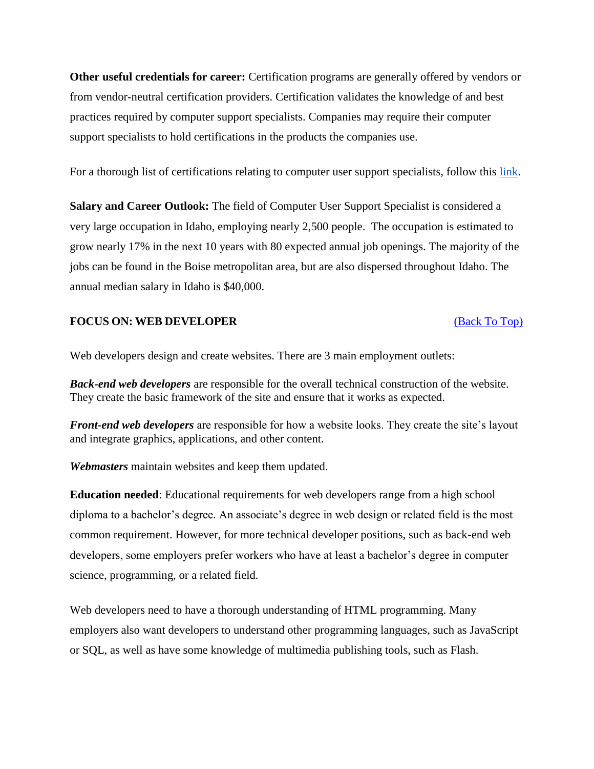**Other useful credentials for career:** Certification programs are generally offered by vendors or from vendor-neutral certification providers. Certification validates the knowledge of and best practices required by computer support specialists. Companies may require their computer support specialists to hold certifications in the products the companies use.

For a thorough list of certifications relating to computer user support specialists, follow this [link](#).

**Salary and Career Outlook:** The field of Computer User Support Specialist is considered a very large occupation in Idaho, employing nearly 2,500 people. The occupation is estimated to grow nearly 17% in the next 10 years with 80 expected annual job openings. The majority of the jobs can be found in the Boise metropolitan area, but are also dispersed throughout Idaho. The annual median salary in Idaho is $40,000.

## FOCUS ON: WEB DEVELOPER

[(Back To Top)](#)

Web developers design and create websites. There are 3 main employment outlets:

***Back-end web developers*** are responsible for the overall technical construction of the website. They create the basic framework of the site and ensure that it works as expected.

***Front-end web developers*** are responsible for how a website looks. They create the site's layout and integrate graphics, applications, and other content.

***Webmasters*** maintain websites and keep them updated.

**Education needed**: Educational requirements for web developers range from a high school diploma to a bachelor's degree. An associate's degree in web design or related field is the most common requirement. However, for more technical developer positions, such as back-end web developers, some employers prefer workers who have at least a bachelor's degree in computer science, programming, or a related field.

Web developers need to have a thorough understanding of HTML programming. Many employers also want developers to understand other programming languages, such as JavaScript or SQL, as well as have some knowledge of multimedia publishing tools, such as Flash.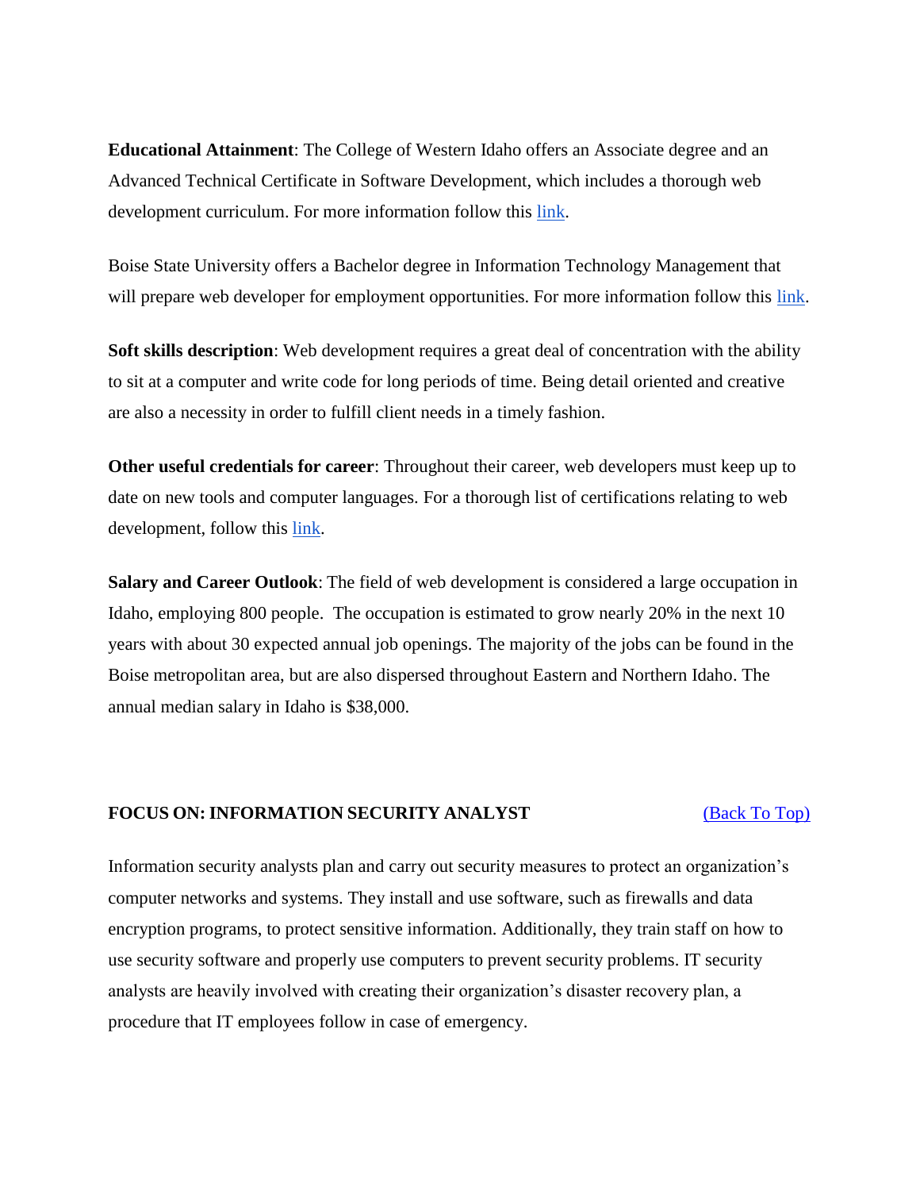**Educational Attainment**: The College of Western Idaho offers an Associate degree and an Advanced Technical Certificate in Software Development, which includes a thorough web development curriculum. For more information follow this link.

Boise State University offers a Bachelor degree in Information Technology Management that will prepare web developer for employment opportunities. For more information follow this link.

**Soft skills description**: Web development requires a great deal of concentration with the ability to sit at a computer and write code for long periods of time. Being detail oriented and creative are also a necessity in order to fulfill client needs in a timely fashion.

**Other useful credentials for career**: Throughout their career, web developers must keep up to date on new tools and computer languages. For a thorough list of certifications relating to web development, follow this link.

**Salary and Career Outlook**: The field of web development is considered a large occupation in Idaho, employing 800 people. The occupation is estimated to grow nearly 20% in the next 10 years with about 30 expected annual job openings. The majority of the jobs can be found in the Boise metropolitan area, but are also dispersed throughout Eastern and Northern Idaho. The annual median salary in Idaho is $38,000.

## FOCUS ON: INFORMATION SECURITY ANALYST

(Back To Top)

Information security analysts plan and carry out security measures to protect an organization's computer networks and systems. They install and use software, such as firewalls and data encryption programs, to protect sensitive information. Additionally, they train staff on how to use security software and properly use computers to prevent security problems. IT security analysts are heavily involved with creating their organization's disaster recovery plan, a procedure that IT employees follow in case of emergency.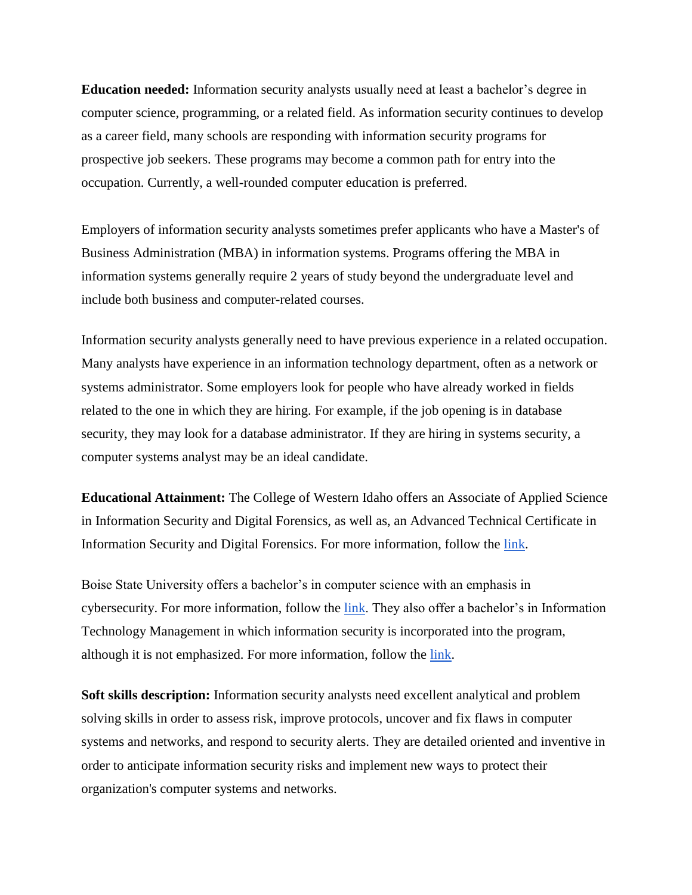**Education needed:** Information security analysts usually need at least a bachelor's degree in computer science, programming, or a related field. As information security continues to develop as a career field, many schools are responding with information security programs for prospective job seekers. These programs may become a common path for entry into the occupation. Currently, a well-rounded computer education is preferred.

Employers of information security analysts sometimes prefer applicants who have a Master's of Business Administration (MBA) in information systems. Programs offering the MBA in information systems generally require 2 years of study beyond the undergraduate level and include both business and computer-related courses.

Information security analysts generally need to have previous experience in a related occupation. Many analysts have experience in an information technology department, often as a network or systems administrator. Some employers look for people who have already worked in fields related to the one in which they are hiring. For example, if the job opening is in database security, they may look for a database administrator. If they are hiring in systems security, a computer systems analyst may be an ideal candidate.

**Educational Attainment:** The College of Western Idaho offers an Associate of Applied Science in Information Security and Digital Forensics, as well as, an Advanced Technical Certificate in Information Security and Digital Forensics. For more information, follow the link.

Boise State University offers a bachelor's in computer science with an emphasis in cybersecurity. For more information, follow the link. They also offer a bachelor's in Information Technology Management in which information security is incorporated into the program, although it is not emphasized. For more information, follow the link.

**Soft skills description:** Information security analysts need excellent analytical and problem solving skills in order to assess risk, improve protocols, uncover and fix flaws in computer systems and networks, and respond to security alerts. They are detailed oriented and inventive in order to anticipate information security risks and implement new ways to protect their organization's computer systems and networks.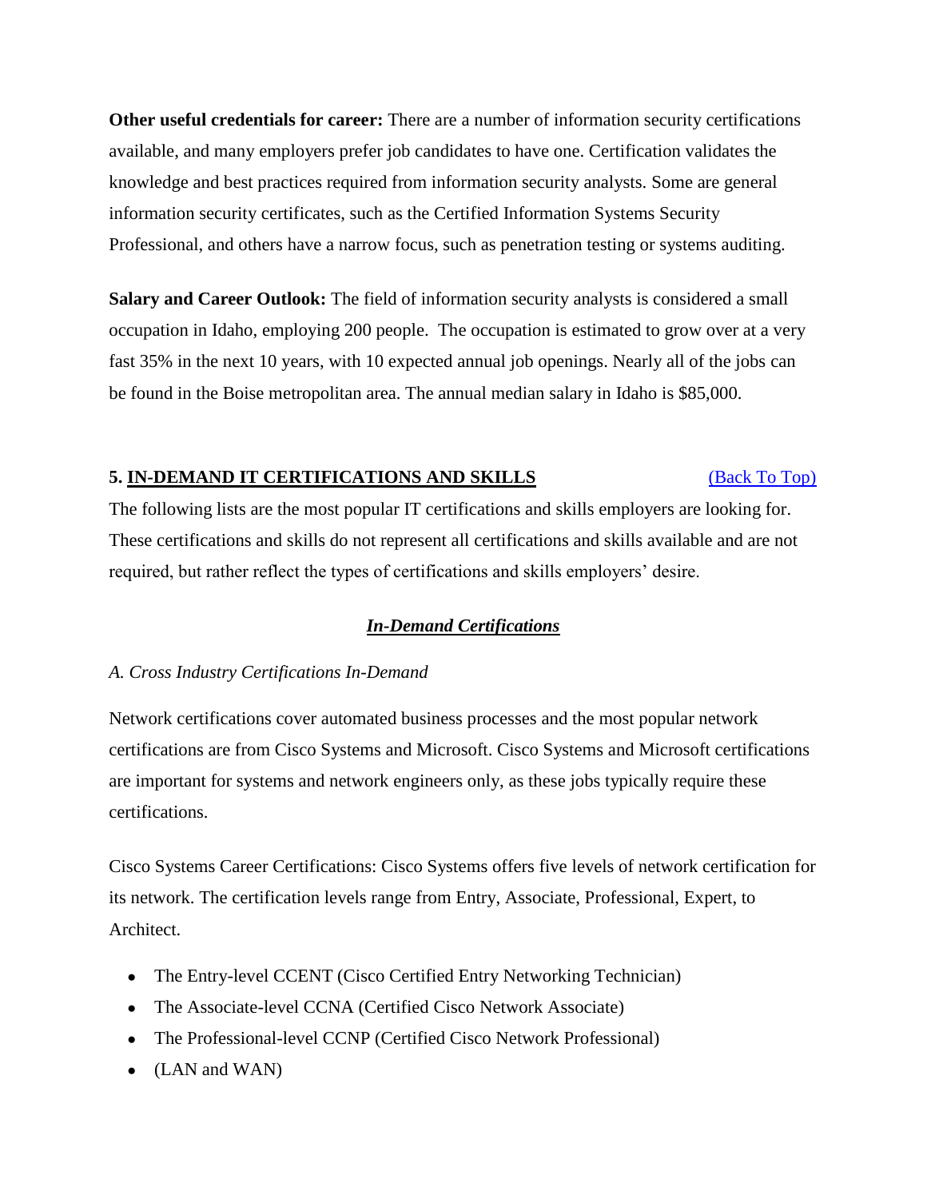**Other useful credentials for career:** There are a number of information security certifications available, and many employers prefer job candidates to have one. Certification validates the knowledge and best practices required from information security analysts. Some are general information security certificates, such as the Certified Information Systems Security Professional, and others have a narrow focus, such as penetration testing or systems auditing.

**Salary and Career Outlook:** The field of information security analysts is considered a small occupation in Idaho, employing 200 people. The occupation is estimated to grow over at a very fast 35% in the next 10 years, with 10 expected annual job openings. Nearly all of the jobs can be found in the Boise metropolitan area. The annual median salary in Idaho is $85,000.

## 5. IN-DEMAND IT CERTIFICATIONS AND SKILLS

[(Back To Top)]

The following lists are the most popular IT certifications and skills employers are looking for. These certifications and skills do not represent all certifications and skills available and are not required, but rather reflect the types of certifications and skills employers' desire.

### ***In-Demand Certifications***

*A. Cross Industry Certifications In-Demand*

Network certifications cover automated business processes and the most popular network certifications are from Cisco Systems and Microsoft. Cisco Systems and Microsoft certifications are important for systems and network engineers only, as these jobs typically require these certifications.

Cisco Systems Career Certifications: Cisco Systems offers five levels of network certification for its network. The certification levels range from Entry, Associate, Professional, Expert, to Architect.

- The Entry-level CCENT (Cisco Certified Entry Networking Technician)
- The Associate-level CCNA (Certified Cisco Network Associate)
- The Professional-level CCNP (Certified Cisco Network Professional)
- (LAN and WAN)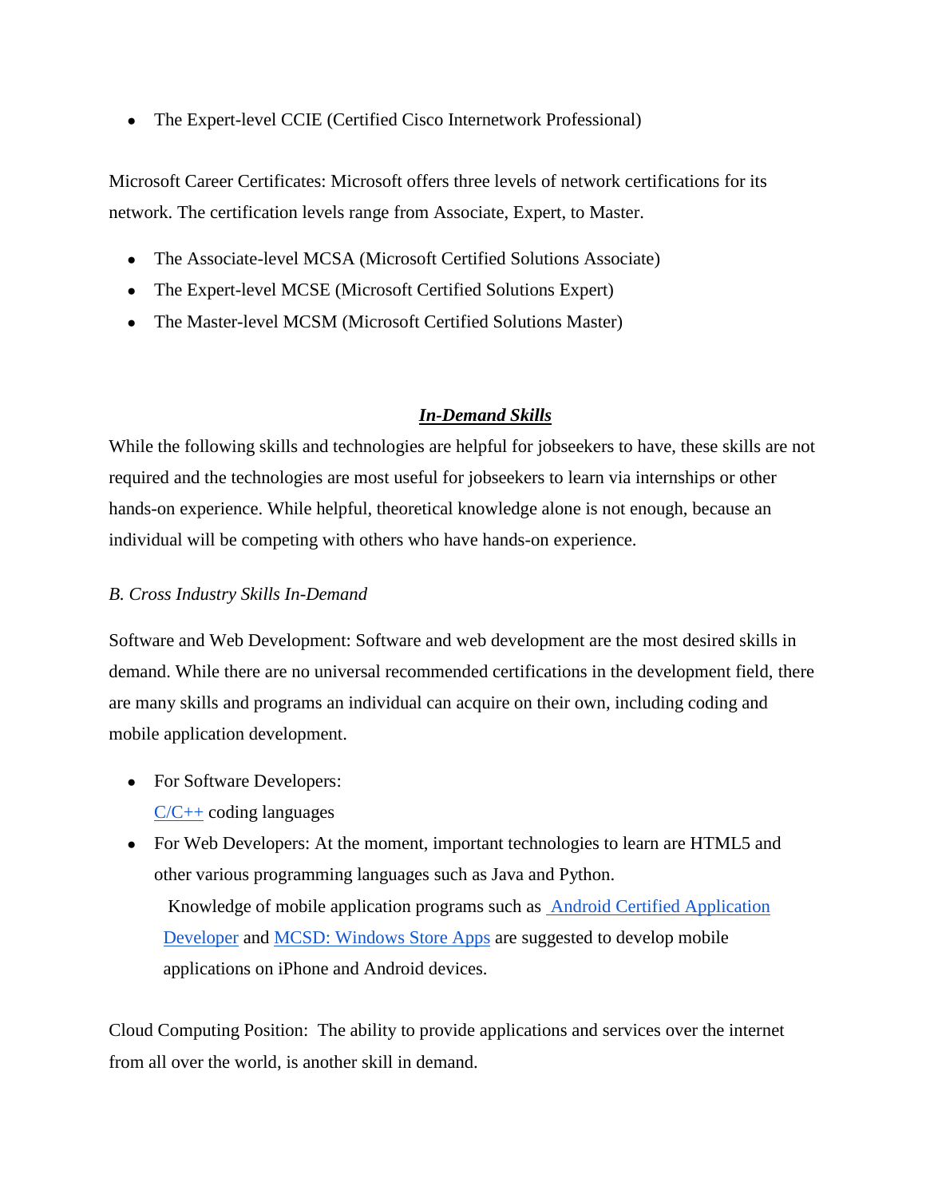- The Expert-level CCIE (Certified Cisco Internetwork Professional)

Microsoft Career Certificates: Microsoft offers three levels of network certifications for its network. The certification levels range from Associate, Expert, to Master.

- The Associate-level MCSA (Microsoft Certified Solutions Associate)
- The Expert-level MCSE (Microsoft Certified Solutions Expert)
- The Master-level MCSM (Microsoft Certified Solutions Master)

## ***In-Demand Skills***

While the following skills and technologies are helpful for jobseekers to have, these skills are not required and the technologies are most useful for jobseekers to learn via internships or other hands-on experience. While helpful, theoretical knowledge alone is not enough, because an individual will be competing with others who have hands-on experience.

*B. Cross Industry Skills In-Demand*

Software and Web Development: Software and web development are the most desired skills in demand. While there are no universal recommended certifications in the development field, there are many skills and programs an individual can acquire on their own, including coding and mobile application development.

- For Software Developers:
  C/C++ coding languages
- For Web Developers: At the moment, important technologies to learn are HTML5 and other various programming languages such as Java and Python.
  Knowledge of mobile application programs such as Android Certified Application Developer and MCSD: Windows Store Apps are suggested to develop mobile applications on iPhone and Android devices.

Cloud Computing Position: The ability to provide applications and services over the internet from all over the world, is another skill in demand.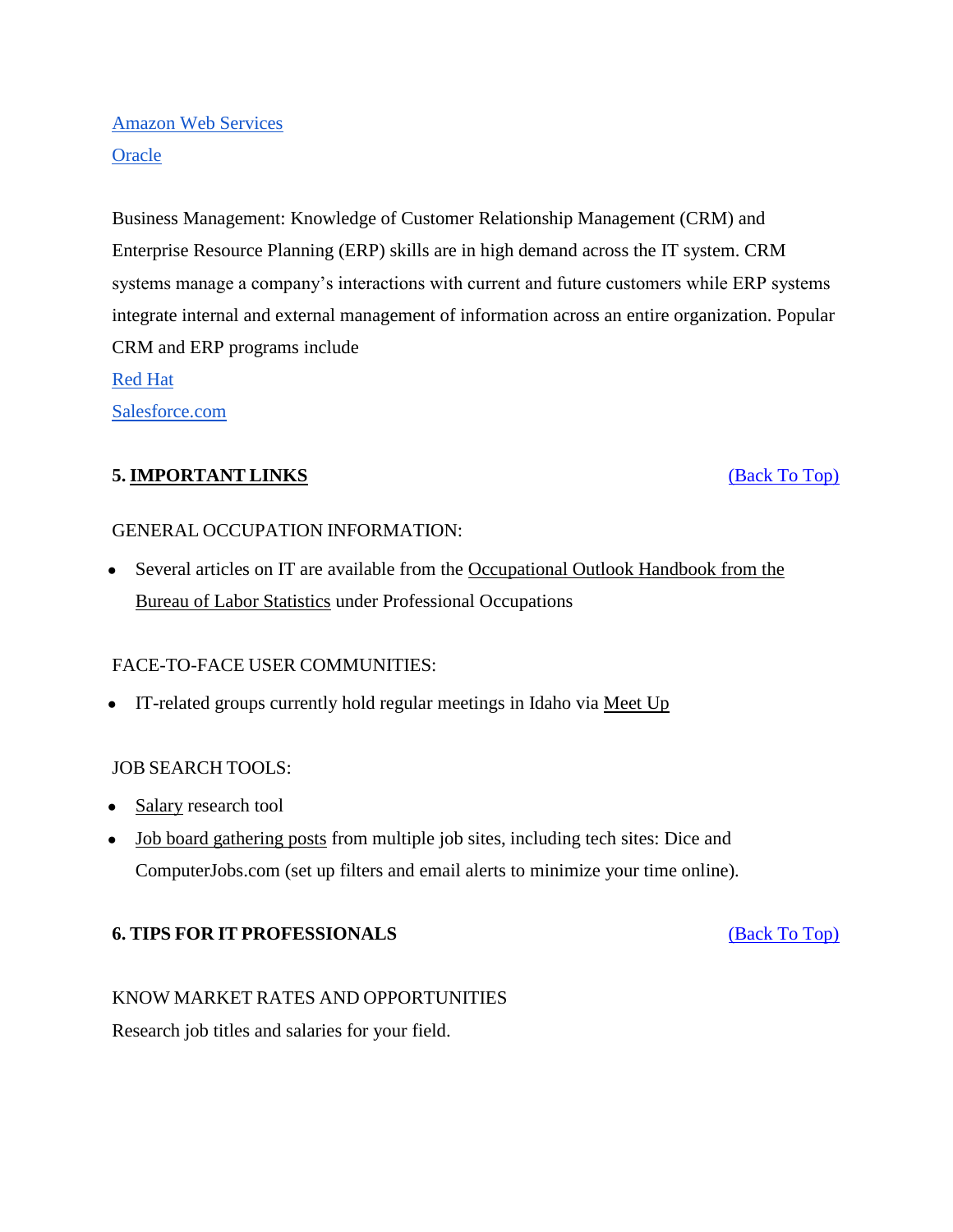Amazon Web Services

Oracle

Business Management: Knowledge of Customer Relationship Management (CRM) and Enterprise Resource Planning (ERP) skills are in high demand across the IT system. CRM systems manage a company's interactions with current and future customers while ERP systems integrate internal and external management of information across an entire organization. Popular CRM and ERP programs include

Red Hat

Salesforce.com

## 5. IMPORTANT LINKS

(Back To Top)

GENERAL OCCUPATION INFORMATION:

- Several articles on IT are available from the Occupational Outlook Handbook from the Bureau of Labor Statistics under Professional Occupations

FACE-TO-FACE USER COMMUNITIES:

- IT-related groups currently hold regular meetings in Idaho via Meet Up

JOB SEARCH TOOLS:

- Salary research tool
- Job board gathering posts from multiple job sites, including tech sites: Dice and ComputerJobs.com (set up filters and email alerts to minimize your time online).

## 6. TIPS FOR IT PROFESSIONALS

(Back To Top)

KNOW MARKET RATES AND OPPORTUNITIES

Research job titles and salaries for your field.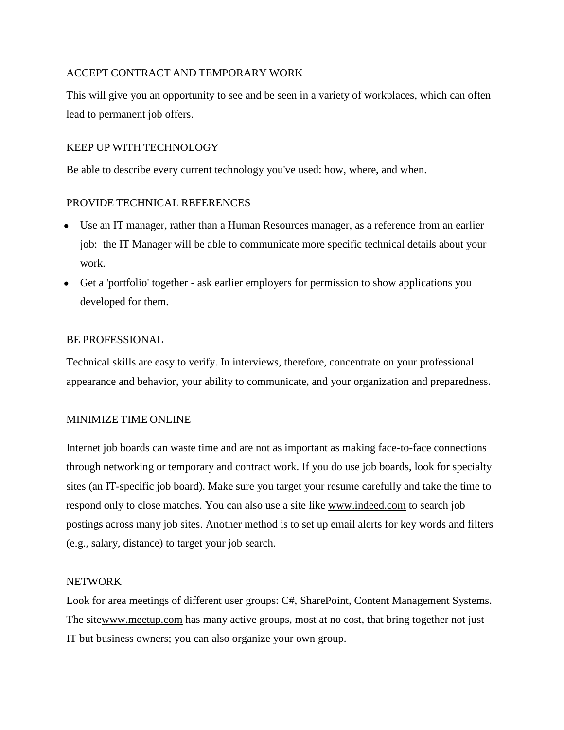## ACCEPT CONTRACT AND TEMPORARY WORK

This will give you an opportunity to see and be seen in a variety of workplaces, which can often lead to permanent job offers.

## KEEP UP WITH TECHNOLOGY

Be able to describe every current technology you've used: how, where, and when.

## PROVIDE TECHNICAL REFERENCES

- Use an IT manager, rather than a Human Resources manager, as a reference from an earlier job: the IT Manager will be able to communicate more specific technical details about your work.
- Get a 'portfolio' together - ask earlier employers for permission to show applications you developed for them.

## BE PROFESSIONAL

Technical skills are easy to verify. In interviews, therefore, concentrate on your professional appearance and behavior, your ability to communicate, and your organization and preparedness.

## MINIMIZE TIME ONLINE

Internet job boards can waste time and are not as important as making face-to-face connections through networking or temporary and contract work. If you do use job boards, look for specialty sites (an IT-specific job board). Make sure you target your resume carefully and take the time to respond only to close matches. You can also use a site like www.indeed.com to search job postings across many job sites. Another method is to set up email alerts for key words and filters (e.g., salary, distance) to target your job search.

## NETWORK

Look for area meetings of different user groups: C#, SharePoint, Content Management Systems. The sitewww.meetup.com has many active groups, most at no cost, that bring together not just IT but business owners; you can also organize your own group.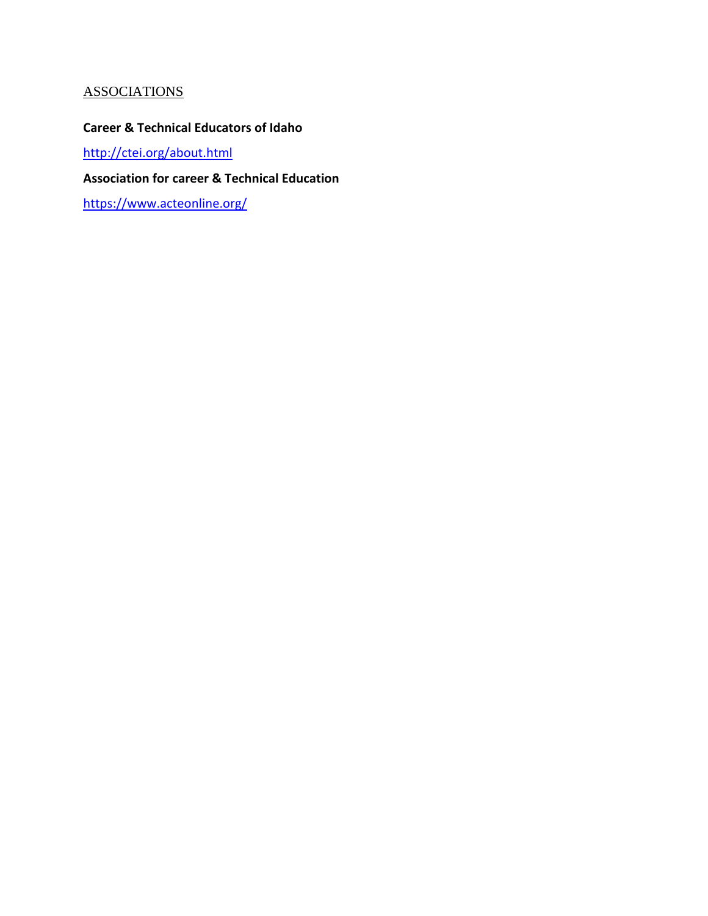## ASSOCIATIONS

**Career & Technical Educators of Idaho**

http://ctei.org/about.html

**Association for career & Technical Education**

https://www.acteonline.org/